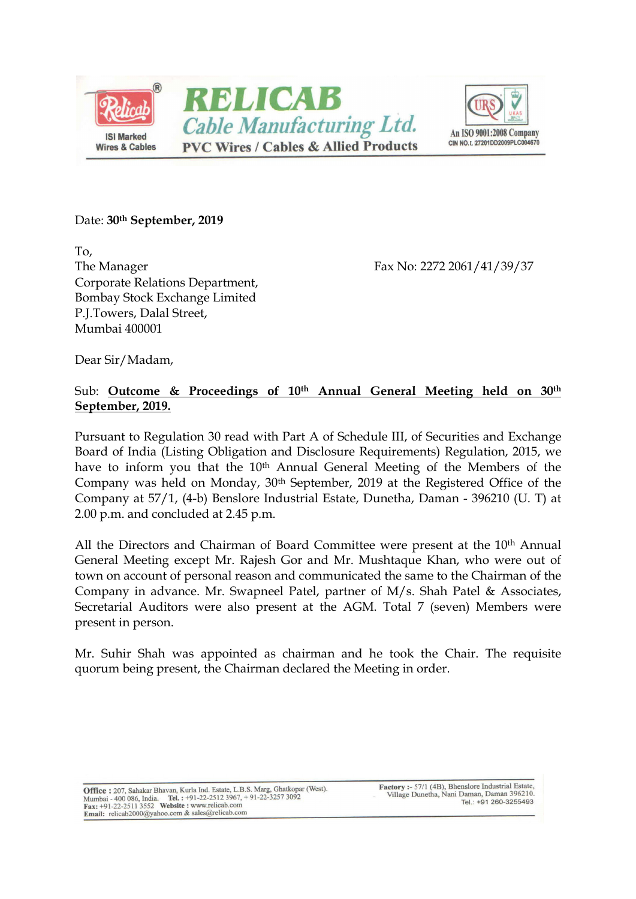**RELICAB**

***Cable Manufacturing Ltd.***

**PVC Wires / Cables & Allied Products**

ISI Marked Wires & Cables

An ISO 9001:2008 Company
CIN NO. L 27201DD2009PLC004670

Date: **30th September, 2019**

To,
The Manager
Corporate Relations Department,
Bombay Stock Exchange Limited
P.J.Towers, Dalal Street,
Mumbai 400001

Fax No: 2272 2061/41/39/37

Dear Sir/Madam,

Sub: **Outcome & Proceedings of 10th Annual General Meeting held on 30th September, 2019.**

Pursuant to Regulation 30 read with Part A of Schedule III, of Securities and Exchange Board of India (Listing Obligation and Disclosure Requirements) Regulation, 2015, we have to inform you that the 10th Annual General Meeting of the Members of the Company was held on Monday, 30th September, 2019 at the Registered Office of the Company at 57/1, (4-b) Benslore Industrial Estate, Dunetha, Daman - 396210 (U. T) at 2.00 p.m. and concluded at 2.45 p.m.

All the Directors and Chairman of Board Committee were present at the 10th Annual General Meeting except Mr. Rajesh Gor and Mr. Mushtaque Khan, who were out of town on account of personal reason and communicated the same to the Chairman of the Company in advance. Mr. Swapneel Patel, partner of M/s. Shah Patel & Associates, Secretarial Auditors were also present at the AGM. Total 7 (seven) Members were present in person.

Mr. Suhir Shah was appointed as chairman and he took the Chair. The requisite quorum being present, the Chairman declared the Meeting in order.

**Office :** 207, Sahakar Bhavan, Kurla Ind. Estate, L.B.S. Marg, Ghatkopar (West). Mumbai - 400 086, India. **Tel. :** +91-22-2512 3967, + 91-22-3257 3092
**Fax:** +91-22-2511 3552 **Website :** www.relicab.com
**Email:** relicab2000@yahoo.com & sales@relicab.com

**Factory :-** 57/1 (4B), Bhenslore Industrial Estate, Village Dunetha, Nani Daman, Daman 396210. Tel.: +91 260-3255493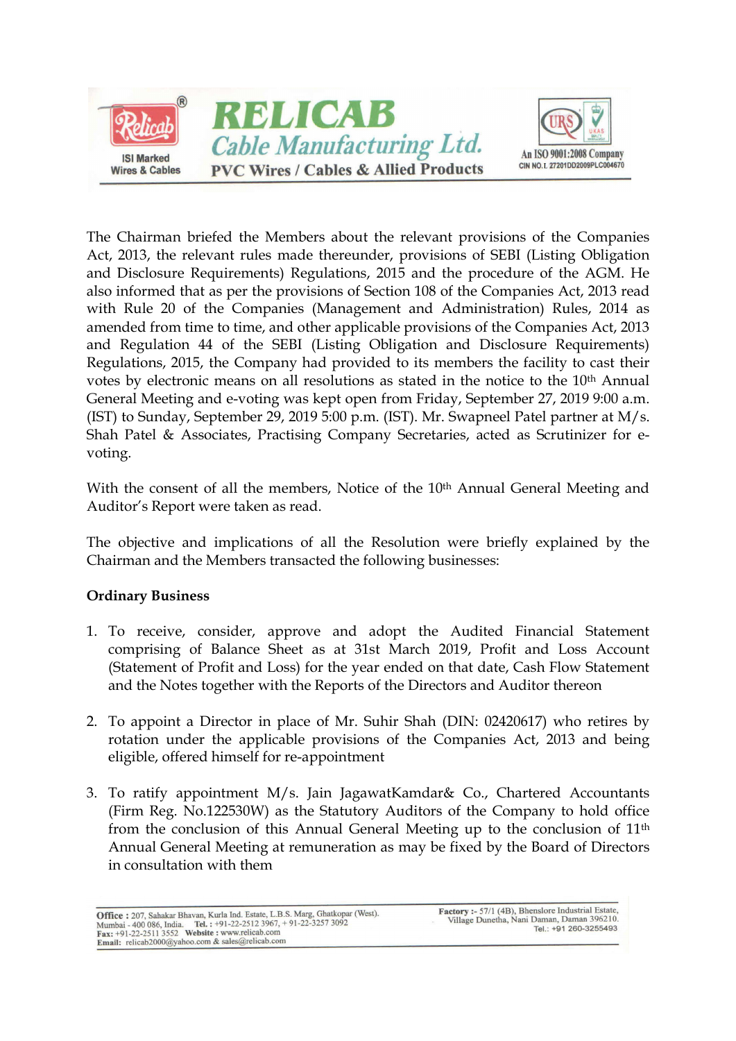The Chairman briefed the Members about the relevant provisions of the Companies Act, 2013, the relevant rules made thereunder, provisions of SEBI (Listing Obligation and Disclosure Requirements) Regulations, 2015 and the procedure of the AGM. He also informed that as per the provisions of Section 108 of the Companies Act, 2013 read with Rule 20 of the Companies (Management and Administration) Rules, 2014 as amended from time to time, and other applicable provisions of the Companies Act, 2013 and Regulation 44 of the SEBI (Listing Obligation and Disclosure Requirements) Regulations, 2015, the Company had provided to its members the facility to cast their votes by electronic means on all resolutions as stated in the notice to the 10th Annual General Meeting and e-voting was kept open from Friday, September 27, 2019 9:00 a.m. (IST) to Sunday, September 29, 2019 5:00 p.m. (IST). Mr. Swapneel Patel partner at M/s. Shah Patel & Associates, Practising Company Secretaries, acted as Scrutinizer for e-voting.

With the consent of all the members, Notice of the 10th Annual General Meeting and Auditor's Report were taken as read.

The objective and implications of all the Resolution were briefly explained by the Chairman and the Members transacted the following businesses:

**Ordinary Business**

1. To receive, consider, approve and adopt the Audited Financial Statement comprising of Balance Sheet as at 31st March 2019, Profit and Loss Account (Statement of Profit and Loss) for the year ended on that date, Cash Flow Statement and the Notes together with the Reports of the Directors and Auditor thereon

2. To appoint a Director in place of Mr. Suhir Shah (DIN: 02420617) who retires by rotation under the applicable provisions of the Companies Act, 2013 and being eligible, offered himself for re-appointment

3. To ratify appointment M/s. Jain JagawatKamdar& Co., Chartered Accountants (Firm Reg. No.122530W) as the Statutory Auditors of the Company to hold office from the conclusion of this Annual General Meeting up to the conclusion of 11th Annual General Meeting at remuneration as may be fixed by the Board of Directors in consultation with them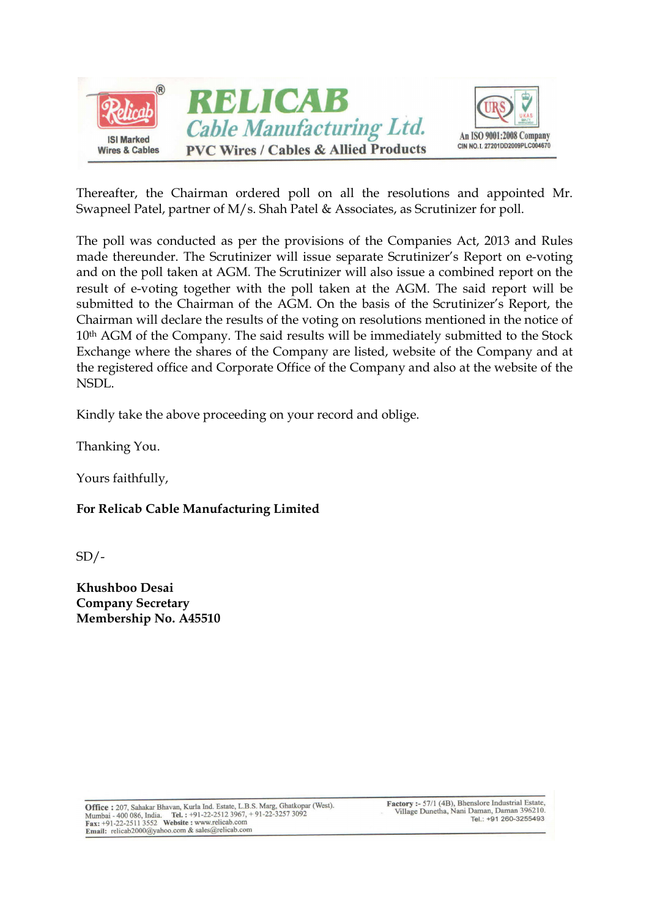Thereafter, the Chairman ordered poll on all the resolutions and appointed Mr. Swapneel Patel, partner of M/s. Shah Patel & Associates, as Scrutinizer for poll.

The poll was conducted as per the provisions of the Companies Act, 2013 and Rules made thereunder. The Scrutinizer will issue separate Scrutinizer's Report on e-voting and on the poll taken at AGM. The Scrutinizer will also issue a combined report on the result of e-voting together with the poll taken at the AGM. The said report will be submitted to the Chairman of the AGM. On the basis of the Scrutinizer's Report, the Chairman will declare the results of the voting on resolutions mentioned in the notice of 10th AGM of the Company. The said results will be immediately submitted to the Stock Exchange where the shares of the Company are listed, website of the Company and at the registered office and Corporate Office of the Company and also at the website of the NSDL.

Kindly take the above proceeding on your record and oblige.

Thanking You.

Yours faithfully,

**For Relicab Cable Manufacturing Limited**

SD/-

**Khushboo Desai**
**Company Secretary**
**Membership No. A45510**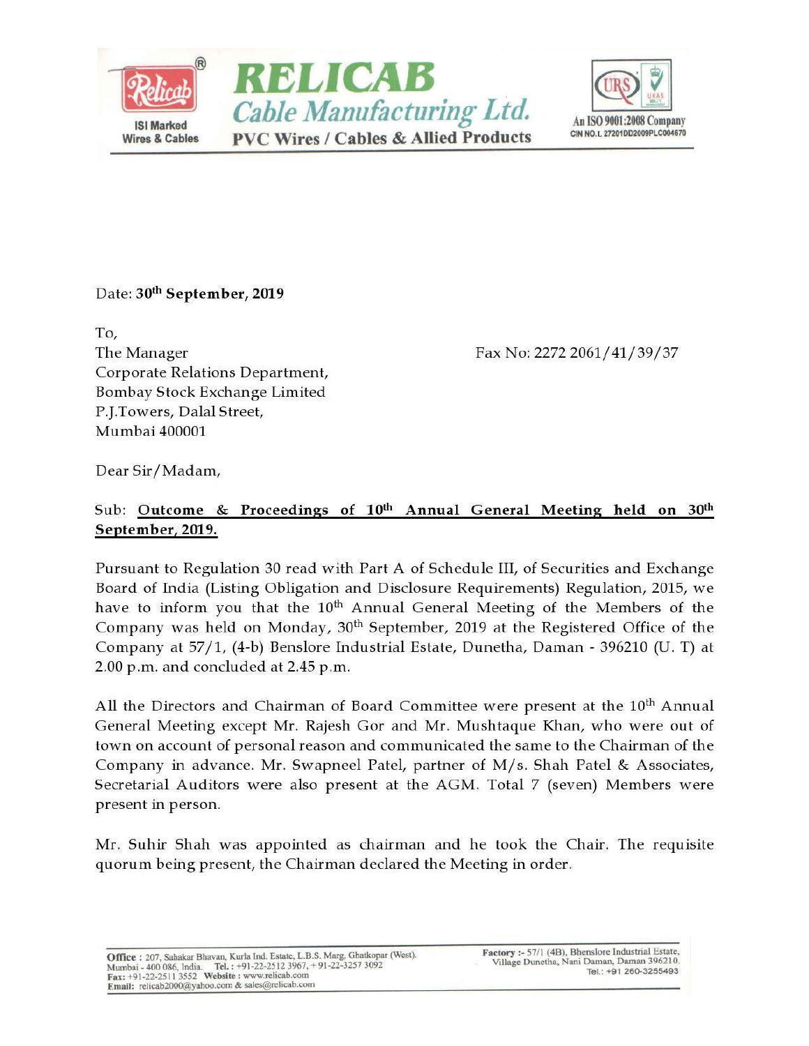Date: **30th September, 2019**

To,
The Manager
Corporate Relations Department,
Bombay Stock Exchange Limited
P.J.Towers, Dalal Street,
Mumbai 400001

Fax No: 2272 2061/41/39/37

Dear Sir/Madam,

Sub: **Outcome & Proceedings of 10th Annual General Meeting held on 30th September, 2019.**

Pursuant to Regulation 30 read with Part A of Schedule III, of Securities and Exchange Board of India (Listing Obligation and Disclosure Requirements) Regulation, 2015, we have to inform you that the 10th Annual General Meeting of the Members of the Company was held on Monday, 30th September, 2019 at the Registered Office of the Company at 57/1, (4-b) Benslore Industrial Estate, Dunetha, Daman - 396210 (U. T) at 2.00 p.m. and concluded at 2.45 p.m.

All the Directors and Chairman of Board Committee were present at the 10th Annual General Meeting except Mr. Rajesh Gor and Mr. Mushtaque Khan, who were out of town on account of personal reason and communicated the same to the Chairman of the Company in advance. Mr. Swapneel Patel, partner of M/s. Shah Patel & Associates, Secretarial Auditors were also present at the AGM. Total 7 (seven) Members were present in person.

Mr. Suhir Shah was appointed as chairman and he took the Chair. The requisite quorum being present, the Chairman declared the Meeting in order.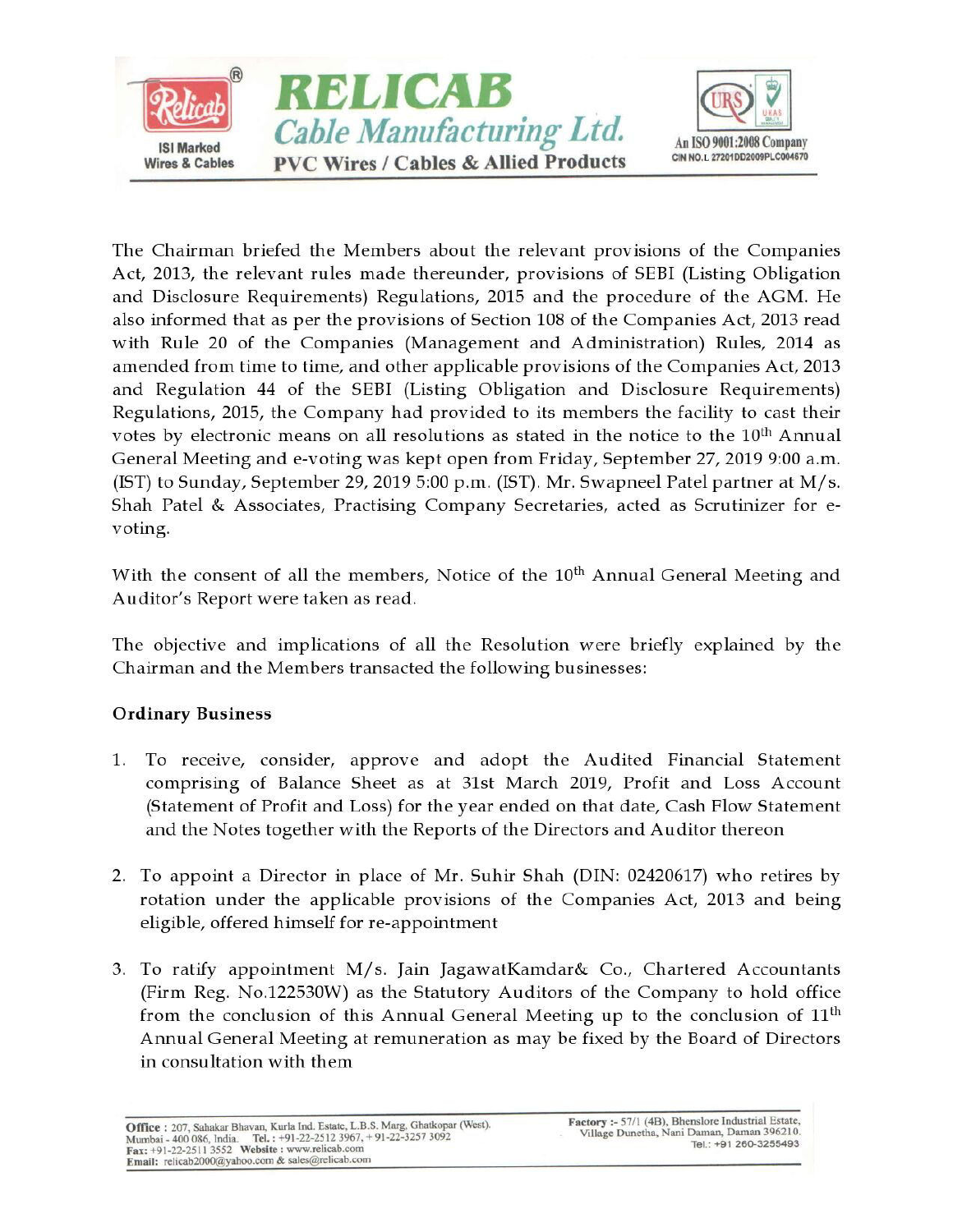The Chairman briefed the Members about the relevant provisions of the Companies Act, 2013, the relevant rules made thereunder, provisions of SEBI (Listing Obligation and Disclosure Requirements) Regulations, 2015 and the procedure of the AGM. He also informed that as per the provisions of Section 108 of the Companies Act, 2013 read with Rule 20 of the Companies (Management and Administration) Rules, 2014 as amended from time to time, and other applicable provisions of the Companies Act, 2013 and Regulation 44 of the SEBI (Listing Obligation and Disclosure Requirements) Regulations, 2015, the Company had provided to its members the facility to cast their votes by electronic means on all resolutions as stated in the notice to the 10th Annual General Meeting and e-voting was kept open from Friday, September 27, 2019 9:00 a.m. (IST) to Sunday, September 29, 2019 5:00 p.m. (IST). Mr. Swapneel Patel partner at M/s. Shah Patel & Associates, Practising Company Secretaries, acted as Scrutinizer for e-voting.

With the consent of all the members, Notice of the 10th Annual General Meeting and Auditor's Report were taken as read.

The objective and implications of all the Resolution were briefly explained by the Chairman and the Members transacted the following businesses:

**Ordinary Business**

1. To receive, consider, approve and adopt the Audited Financial Statement comprising of Balance Sheet as at 31st March 2019, Profit and Loss Account (Statement of Profit and Loss) for the year ended on that date, Cash Flow Statement and the Notes together with the Reports of the Directors and Auditor thereon

2. To appoint a Director in place of Mr. Suhir Shah (DIN: 02420617) who retires by rotation under the applicable provisions of the Companies Act, 2013 and being eligible, offered himself for re-appointment

3. To ratify appointment M/s. Jain JagawatKamdar& Co., Chartered Accountants (Firm Reg. No.122530W) as the Statutory Auditors of the Company to hold office from the conclusion of this Annual General Meeting up to the conclusion of 11th Annual General Meeting at remuneration as may be fixed by the Board of Directors in consultation with them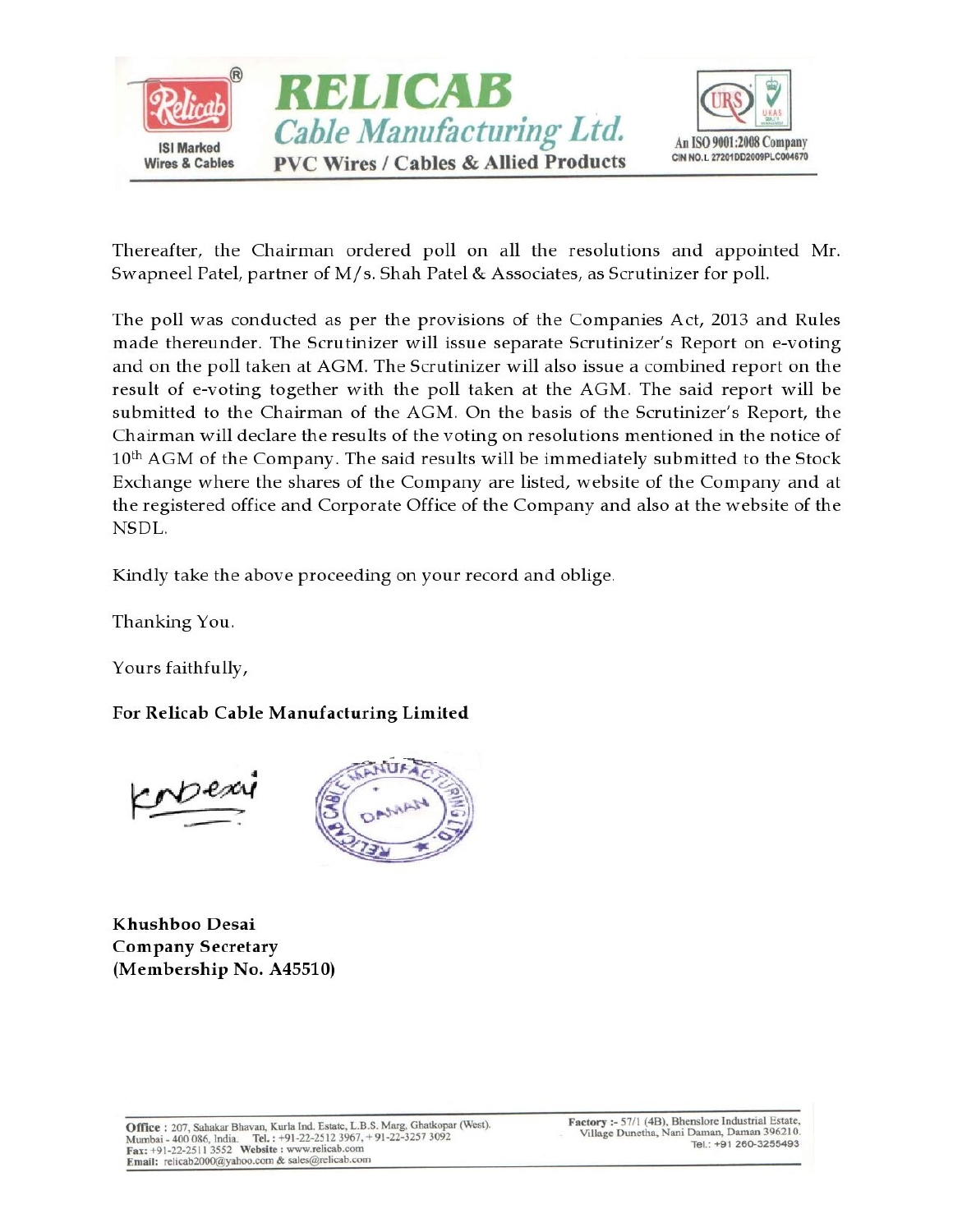Thereafter, the Chairman ordered poll on all the resolutions and appointed Mr. Swapneel Patel, partner of M/s. Shah Patel & Associates, as Scrutinizer for poll.

The poll was conducted as per the provisions of the Companies Act, 2013 and Rules made thereunder. The Scrutinizer will issue separate Scrutinizer's Report on e-voting and on the poll taken at AGM. The Scrutinizer will also issue a combined report on the result of e-voting together with the poll taken at the AGM. The said report will be submitted to the Chairman of the AGM. On the basis of the Scrutinizer's Report, the Chairman will declare the results of the voting on resolutions mentioned in the notice of 10th AGM of the Company. The said results will be immediately submitted to the Stock Exchange where the shares of the Company are listed, website of the Company and at the registered office and Corporate Office of the Company and also at the website of the NSDL.

Kindly take the above proceeding on your record and oblige.

Thanking You.

Yours faithfully,

**For Relicab Cable Manufacturing Limited**

**Khushboo Desai**
**Company Secretary**
**(Membership No. A45510)**